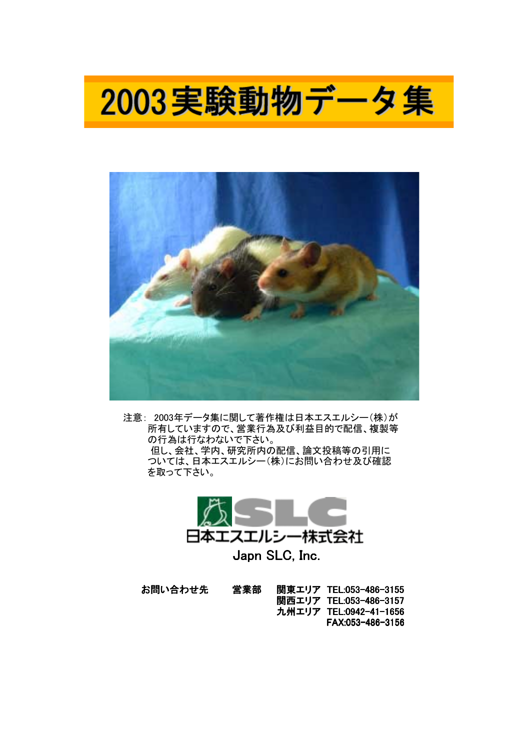# 2003実験動物データ集

注意： 2003年データ集に関して著作権は日本エスエルシー（株）が所有していますので、営業行為及び利益目的で配信、複製等の行為は行なわないで下さい。
但し、会社、学内、研究所内の配信、論文投稿等の引用については、日本エスエルシー（株）にお問い合わせ及び確認を取って下さい。

SLC

日本エスエルシー株式会社

Japn SLC, Inc.

**お問い合わせ先　　営業部　関東エリア　TEL:053-486-3155**
**関西エリア　TEL:053-486-3157**
**九州エリア　TEL:0942-41-1656**
**FAX:053-486-3156**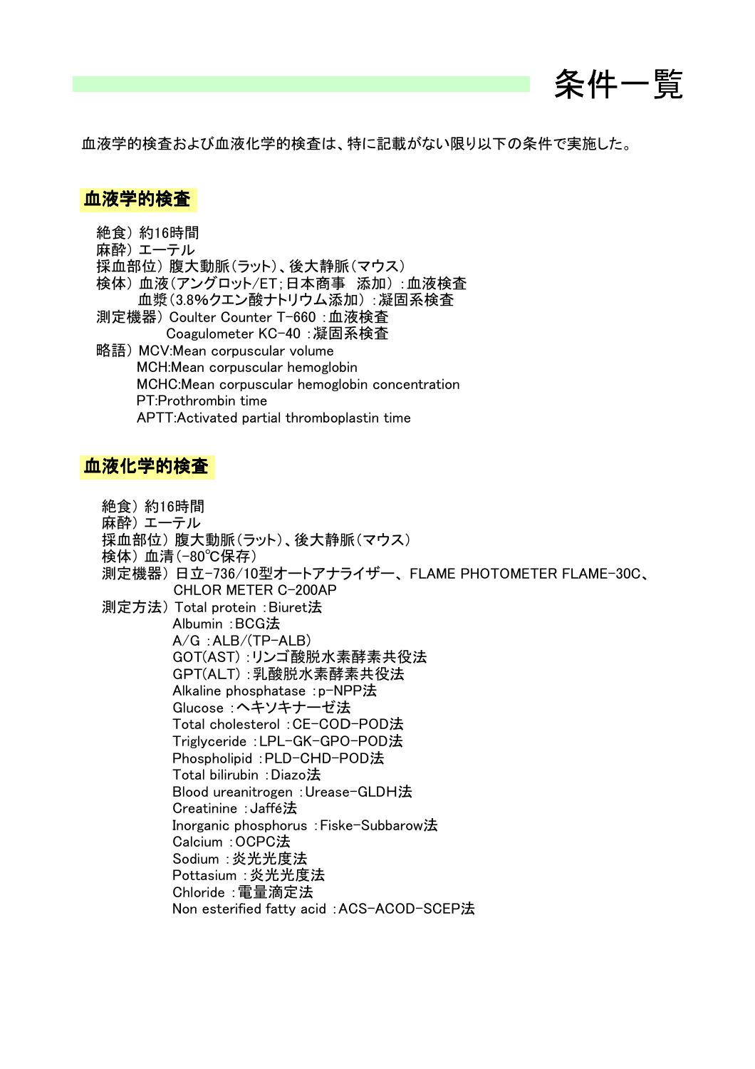# 条件一覧

血液学的検査および血液化学的検査は、特に記載がない限り以下の条件で実施した。

## 血液学的検査

絶食）約16時間
麻酔）エーテル
採血部位）腹大動脈（ラット）、後大静脈（マウス）
検体）血液（アングロット/ET；日本商事　添加）：血液検査
　　　血漿（3.8%クエン酸ナトリウム添加）：凝固系検査
測定機器）Coulter Counter T-660：血液検査
　　　　　Coagulometer KC-40：凝固系検査
略語）MCV:Mean corpuscular volume
　　　MCH:Mean corpuscular hemoglobin
　　　MCHC:Mean corpuscular hemoglobin concentration
　　　PT:Prothrombin time
　　　APTT:Activated partial thromboplastin time

## 血液化学的検査

絶食）約16時間
麻酔）エーテル
採血部位）腹大動脈（ラット）、後大静脈（マウス）
検体）血清（-80℃保存）
測定機器）日立-736/10型オートアナライザー、FLAME PHOTOMETER FLAME-30C、
　　　　　CHLOR METER C-200AP
測定方法）Total protein：Biuret法
　　　　　Albumin：BCG法
　　　　　A/G：ALB/(TP-ALB)
　　　　　GOT(AST)：リンゴ酸脱水素酵素共役法
　　　　　GPT(ALT)：乳酸脱水素酵素共役法
　　　　　Alkaline phosphatase：p-NPP法
　　　　　Glucose：ヘキソキナーゼ法
　　　　　Total cholesterol：CE-COD-POD法
　　　　　Triglyceride：LPL-GK-GPO-POD法
　　　　　Phospholipid：PLD-CHD-POD法
　　　　　Total bilirubin：Diazo法
　　　　　Blood ureanitrogen：Urease-GLDH法
　　　　　Creatinine：Jaffé法
　　　　　Inorganic phosphorus：Fiske-Subbarow法
　　　　　Calcium：OCPC法
　　　　　Sodium：炎光光度法
　　　　　Pottasium：炎光光度法
　　　　　Chloride：電量滴定法
　　　　　Non esterified fatty acid：ACS-ACOD-SCEP法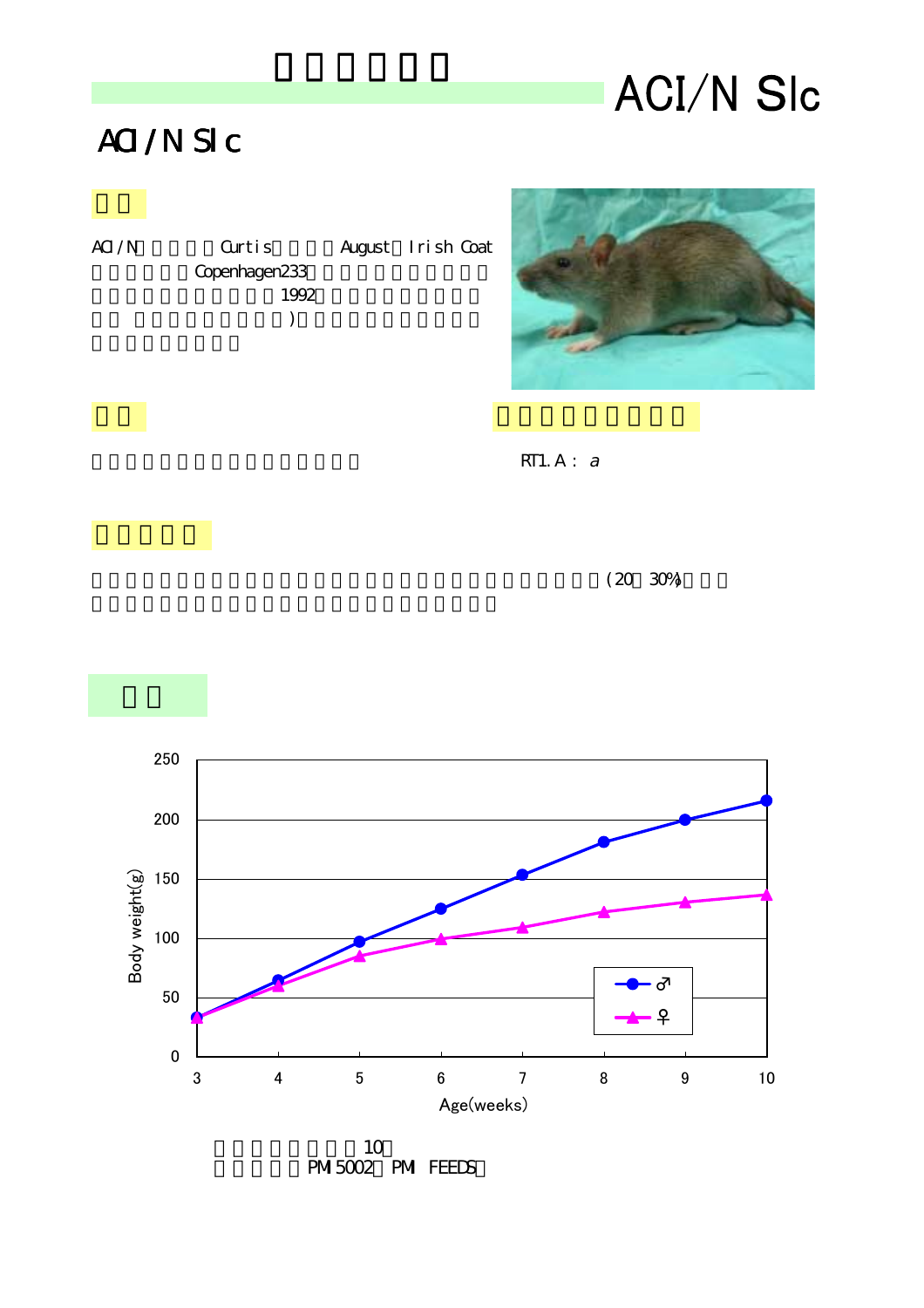# ACI/N Slc

## ACI/N Slc

ACI/N Curtis August Irish Coat Copenhagen233 1992 )

RT1.A : *a*

(20 30%)

Body weight(g)

Age(weeks)

10

PMI 5002 PMI FEEDS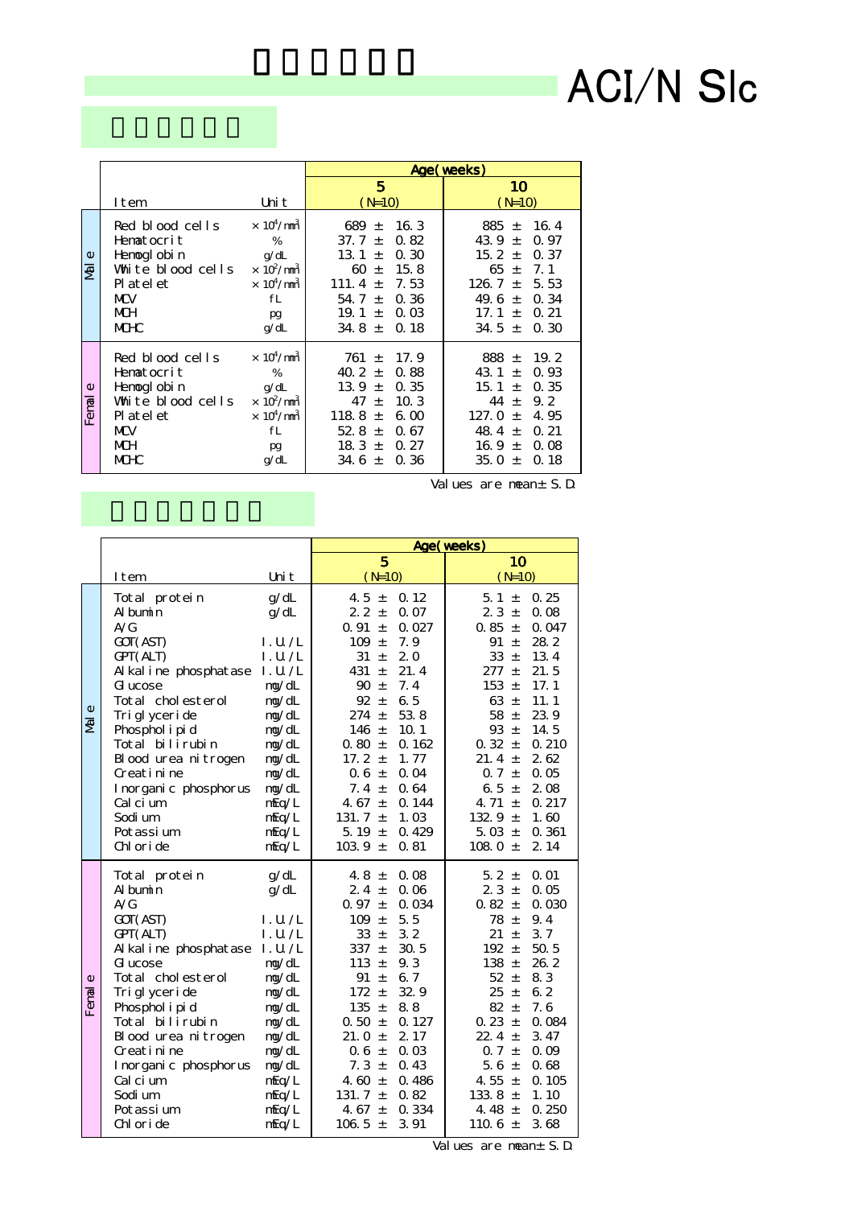# ACI/N Slc

| | Item | Unit | Age(weeks) 5 (N=10) | 10 (N=10) |
|---|---|---|---|---|
| Male | Red blood cells | $\times 10^4/mm^3$ | 689 ± 16.3 | 885 ± 16.4 |
| | Hematocrit | % | 37.7 ± 0.82 | 43.9 ± 0.97 |
| | Hemoglobin | g/dL | 13.1 ± 0.30 | 15.2 ± 0.37 |
| | White blood cells | $\times 10^2/mm^3$ | 60 ± 15.8 | 65 ± 7.1 |
| | Platelet | $\times 10^4/mm^3$ | 111.4 ± 7.53 | 126.7 ± 5.53 |
| | MCV | fL | 54.7 ± 0.36 | 49.6 ± 0.34 |
| | MCH | pg | 19.1 ± 0.03 | 17.1 ± 0.21 |
| | MCHC | g/dL | 34.8 ± 0.18 | 34.5 ± 0.30 |
| Female | Red blood cells | $\times 10^4/mm^3$ | 761 ± 17.9 | 888 ± 19.2 |
| | Hematocrit | % | 40.2 ± 0.88 | 43.1 ± 0.93 |
| | Hemoglobin | g/dL | 13.9 ± 0.35 | 15.1 ± 0.35 |
| | White blood cells | $\times 10^2/mm^3$ | 47 ± 10.3 | 44 ± 9.2 |
| | Platelet | $\times 10^4/mm^3$ | 118.8 ± 6.00 | 127.0 ± 4.95 |
| | MCV | fL | 52.8 ± 0.67 | 48.4 ± 0.21 |
| | MCH | pg | 18.3 ± 0.27 | 16.9 ± 0.08 |
| | MCHC | g/dL | 34.6 ± 0.36 | 35.0 ± 0.18 |

Values are mean± S.D.

| | Item | Unit | Age(weeks) 5 (N=10) | 10 (N=10) |
|---|---|---|---|---|
| Male | Total protein | g/dL | 4.5 ± 0.12 | 5.1 ± 0.25 |
| | Albumin | g/dL | 2.2 ± 0.07 | 2.3 ± 0.08 |
| | A/G | | 0.91 ± 0.027 | 0.85 ± 0.047 |
| | GOT(AST) | I.U./L | 109 ± 7.9 | 91 ± 28.2 |
| | GPT(ALT) | I.U./L | 31 ± 2.0 | 33 ± 13.4 |
| | Alkaline phosphatase | I.U./L | 431 ± 21.4 | 277 ± 21.5 |
| | Glucose | mg/dL | 90 ± 7.4 | 153 ± 17.1 |
| | Total cholesterol | mg/dL | 92 ± 6.5 | 63 ± 11.1 |
| | Triglyceride | mg/dL | 274 ± 53.8 | 58 ± 23.9 |
| | Phospholipid | mg/dL | 146 ± 10.1 | 93 ± 14.5 |
| | Total bilirubin | mg/dL | 0.80 ± 0.162 | 0.32 ± 0.210 |
| | Blood urea nitrogen | mg/dL | 17.2 ± 1.77 | 21.4 ± 2.62 |
| | Creatinine | mg/dL | 0.6 ± 0.04 | 0.7 ± 0.05 |
| | Inorganic phosphorus | mg/dL | 7.4 ± 0.64 | 6.5 ± 2.08 |
| | Calcium | mEq/L | 4.67 ± 0.144 | 4.71 ± 0.217 |
| | Sodium | mEq/L | 131.7 ± 1.03 | 132.9 ± 1.60 |
| | Potassium | mEq/L | 5.19 ± 0.429 | 5.03 ± 0.361 |
| | Chloride | mEq/L | 103.9 ± 0.81 | 108.0 ± 2.14 |
| Female | Total protein | g/dL | 4.8 ± 0.08 | 5.2 ± 0.01 |
| | Albumin | g/dL | 2.4 ± 0.06 | 2.3 ± 0.05 |
| | A/G | | 0.97 ± 0.034 | 0.82 ± 0.030 |
| | GOT(AST) | I.U./L | 109 ± 5.5 | 78 ± 9.4 |
| | GPT(ALT) | I.U./L | 33 ± 3.2 | 21 ± 3.7 |
| | Alkaline phosphatase | I.U./L | 337 ± 30.5 | 192 ± 50.5 |
| | Glucose | mg/dL | 113 ± 9.3 | 138 ± 26.2 |
| | Total cholesterol | mg/dL | 91 ± 6.7 | 52 ± 8.3 |
| | Triglyceride | mg/dL | 172 ± 32.9 | 25 ± 6.2 |
| | Phospholipid | mg/dL | 135 ± 8.8 | 82 ± 7.6 |
| | Total bilirubin | mg/dL | 0.50 ± 0.127 | 0.23 ± 0.084 |
| | Blood urea nitrogen | mg/dL | 21.0 ± 2.17 | 22.4 ± 3.47 |
| | Creatinine | mg/dL | 0.6 ± 0.03 | 0.7 ± 0.09 |
| | Inorganic phosphorus | mg/dL | 7.3 ± 0.43 | 5.6 ± 0.68 |
| | Calcium | mEq/L | 4.60 ± 0.486 | 4.55 ± 0.105 |
| | Sodium | mEq/L | 131.7 ± 0.82 | 133.8 ± 1.10 |
| | Potassium | mEq/L | 4.67 ± 0.334 | 4.48 ± 0.250 |
| | Chloride | mEq/L | 106.5 ± 3.91 | 110.6 ± 3.68 |

Values are mean± S.D.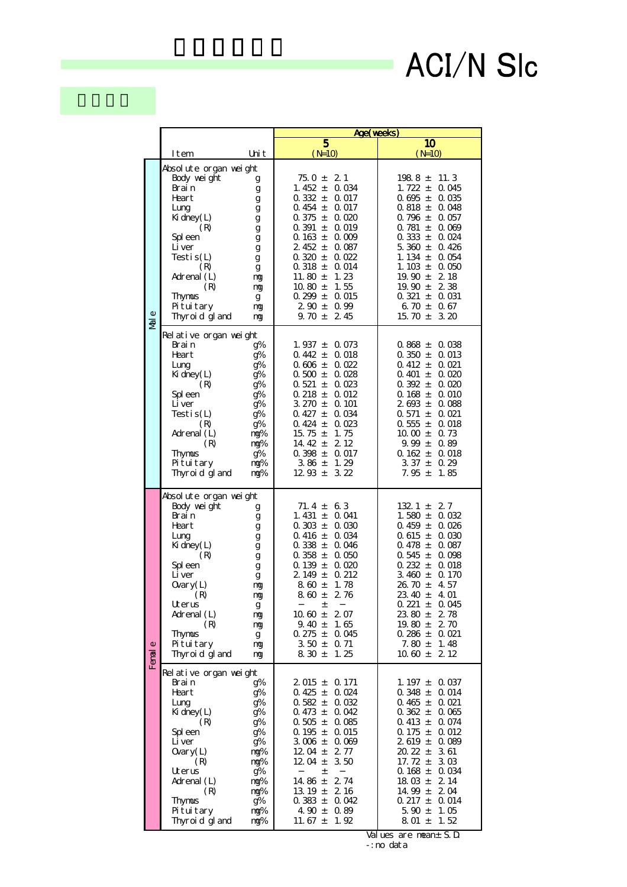# ACI/N Slc

| | Item | Unit | 5 (N=10) | 10 (N=10) |
|---|---|---|---|---|
| | | | Age(weeks) | |
| Male | Absolute organ weight | | | |
| | Body weight | g | 75.0 ± 2.1 | 198.8 ± 11.3 |
| | Brain | g | 1.452 ± 0.034 | 1.722 ± 0.045 |
| | Heart | g | 0.332 ± 0.017 | 0.695 ± 0.035 |
| | Lung | g | 0.454 ± 0.017 | 0.818 ± 0.048 |
| | Kidney(L) | g | 0.375 ± 0.020 | 0.796 ± 0.057 |
| | (R) | g | 0.391 ± 0.019 | 0.781 ± 0.069 |
| | Spleen | g | 0.163 ± 0.009 | 0.333 ± 0.024 |
| | Liver | g | 2.452 ± 0.087 | 5.360 ± 0.426 |
| | Testis(L) | g | 0.320 ± 0.022 | 1.134 ± 0.054 |
| | (R) | g | 0.318 ± 0.014 | 1.103 ± 0.050 |
| | Adrenal(L) | mg | 11.80 ± 1.23 | 19.90 ± 2.18 |
| | (R) | mg | 10.80 ± 1.55 | 19.90 ± 2.38 |
| | Thymus | g | 0.299 ± 0.015 | 0.321 ± 0.031 |
| | Pituitary | mg | 2.90 ± 0.99 | 6.70 ± 0.67 |
| | Thyroid gland | mg | 9.70 ± 2.45 | 15.70 ± 3.20 |
| | Relative organ weight | | | |
| | Brain | g% | 1.937 ± 0.073 | 0.868 ± 0.038 |
| | Heart | g% | 0.442 ± 0.018 | 0.350 ± 0.013 |
| | Lung | g% | 0.606 ± 0.022 | 0.412 ± 0.021 |
| | Kidney(L) | g% | 0.500 ± 0.028 | 0.401 ± 0.020 |
| | (R) | g% | 0.521 ± 0.023 | 0.392 ± 0.020 |
| | Spleen | g% | 0.218 ± 0.012 | 0.168 ± 0.010 |
| | Liver | g% | 3.270 ± 0.101 | 2.693 ± 0.088 |
| | Testis(L) | g% | 0.427 ± 0.034 | 0.571 ± 0.021 |
| | (R) | g% | 0.424 ± 0.023 | 0.555 ± 0.018 |
| | Adrenal(L) | mg% | 15.75 ± 1.75 | 10.00 ± 0.73 |
| | (R) | mg% | 14.42 ± 2.12 | 9.99 ± 0.89 |
| | Thymus | g% | 0.398 ± 0.017 | 0.162 ± 0.018 |
| | Pituitary | mg% | 3.86 ± 1.29 | 3.37 ± 0.29 |
| | Thyroid gland | mg% | 12.93 ± 3.22 | 7.95 ± 1.85 |
| Female | Absolute organ weight | | | |
| | Body weight | g | 71.4 ± 6.3 | 132.1 ± 2.7 |
| | Brain | g | 1.431 ± 0.041 | 1.580 ± 0.032 |
| | Heart | g | 0.303 ± 0.030 | 0.459 ± 0.026 |
| | Lung | g | 0.416 ± 0.034 | 0.615 ± 0.030 |
| | Kidney(L) | g | 0.338 ± 0.046 | 0.478 ± 0.087 |
| | (R) | g | 0.358 ± 0.050 | 0.545 ± 0.098 |
| | Spleen | g | 0.139 ± 0.020 | 0.232 ± 0.018 |
| | Liver | g | 2.149 ± 0.212 | 3.460 ± 0.170 |
| | Ovary(L) | mg | 8.60 ± 1.78 | 26.70 ± 4.57 |
| | (R) | mg | 8.60 ± 2.76 | 23.40 ± 4.01 |
| | Uterus | g | − ± − | 0.221 ± 0.045 |
| | Adrenal(L) | mg | 10.60 ± 2.07 | 23.80 ± 2.78 |
| | (R) | mg | 9.40 ± 1.65 | 19.80 ± 2.70 |
| | Thymus | g | 0.275 ± 0.045 | 0.286 ± 0.021 |
| | Pituitary | mg | 3.50 ± 0.71 | 7.80 ± 1.48 |
| | Thyroid gland | mg | 8.30 ± 1.25 | 10.60 ± 2.12 |
| | Relative organ weight | | | |
| | Brain | g% | 2.015 ± 0.171 | 1.197 ± 0.037 |
| | Heart | g% | 0.425 ± 0.024 | 0.348 ± 0.014 |
| | Lung | g% | 0.582 ± 0.032 | 0.465 ± 0.021 |
| | Kidney(L) | g% | 0.473 ± 0.042 | 0.362 ± 0.065 |
| | (R) | g% | 0.505 ± 0.085 | 0.413 ± 0.074 |
| | Spleen | g% | 0.195 ± 0.015 | 0.175 ± 0.012 |
| | Liver | g% | 3.006 ± 0.069 | 2.619 ± 0.089 |
| | Ovary(L) | mg% | 12.04 ± 2.77 | 20.22 ± 3.61 |
| | (R) | mg% | 12.04 ± 3.50 | 17.72 ± 3.03 |
| | Uterus | g% | − ± − | 0.168 ± 0.034 |
| | Adrenal(L) | mg% | 14.86 ± 2.74 | 18.03 ± 2.14 |
| | (R) | mg% | 13.19 ± 2.16 | 14.99 ± 2.04 |
| | Thymus | g% | 0.383 ± 0.042 | 0.217 ± 0.014 |
| | Pituitary | mg% | 4.90 ± 0.89 | 5.90 ± 1.05 |
| | Thyroid gland | mg% | 11.67 ± 1.92 | 8.01 ± 1.52 |

Values are mean± S.D.
-:no data